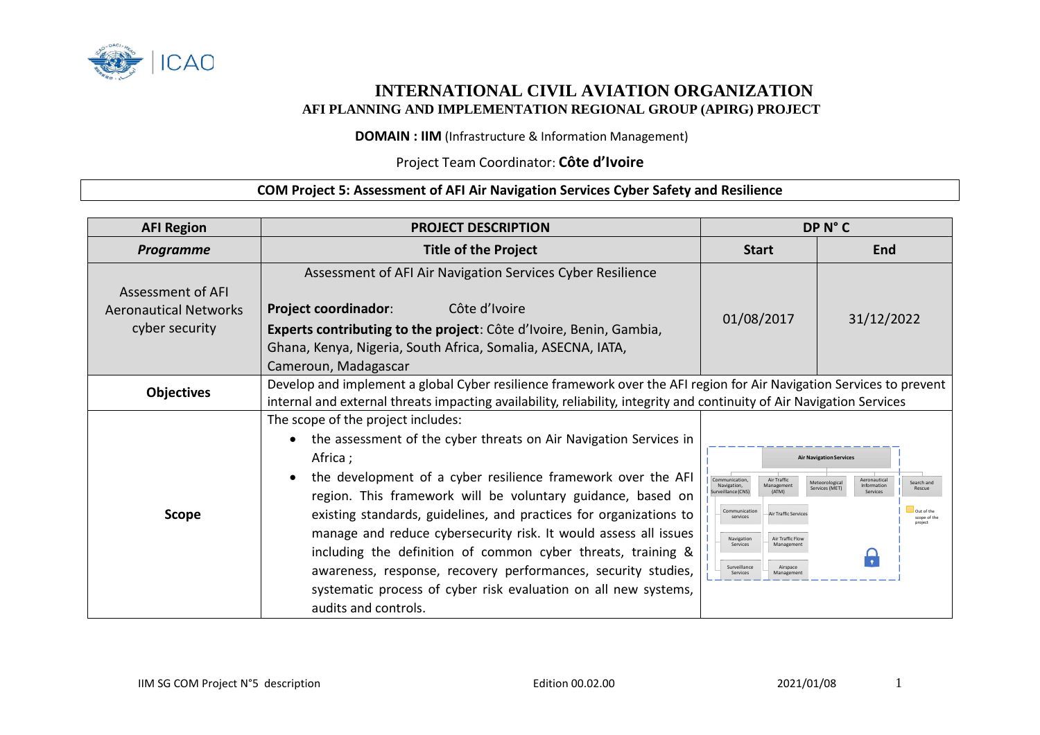# INTERNATIONAL CIVIL AVIATION ORGANIZATION

## AFI PLANNING AND IMPLEMENTATION REGIONAL GROUP (APIRG) PROJECT

**DOMAIN : IIM** (Infrastructure & Information Management)

Project Team Coordinator: **Côte d'Ivoire**

### COM Project 5: Assessment of AFI Air Navigation Services Cyber Safety and Resilience

| **AFI Region** | **PROJECT DESCRIPTION** | **DP N° C** | |
|---|---|---|---|
| ***Programme*** | **Title of the Project** | **Start** | **End** |
| Assessment of AFI Aeronautical Networks cyber security | Assessment of AFI Air Navigation Services Cyber Resilience<br><br>**Project coordinator**: Côte d'Ivoire<br>**Experts contributing to the project**: Côte d'Ivoire, Benin, Gambia, Ghana, Kenya, Nigeria, South Africa, Somalia, ASECNA, IATA, Cameroun, Madagascar | 01/08/2017 | 31/12/2022 |
| **Objectives** | Develop and implement a global Cyber resilience framework over the AFI region for Air Navigation Services to prevent internal and external threats impacting availability, reliability, integrity and continuity of Air Navigation Services | | |
| **Scope** | The scope of the project includes:<br>• the assessment of the cyber threats on Air Navigation Services in Africa ;<br>• the development of a cyber resilience framework over the AFI region. This framework will be voluntary guidance, based on existing standards, guidelines, and practices for organizations to manage and reduce cybersecurity risk. It would assess all issues including the definition of common cyber threats, training & awareness, response, recovery performances, security studies, systematic process of cyber risk evaluation on all new systems, audits and controls. | Air Navigation Services: Communication, Navigation, Surveillance (CNS) – Communication services, Navigation Services, Surveillance Services; Air Traffic Management (ATM) – Air Traffic Services, Air Traffic Flow Management, Airspace Management; Meteorological Services (MET); Aeronautical Information Services; Search and Rescue (Out of the scope of the project) | |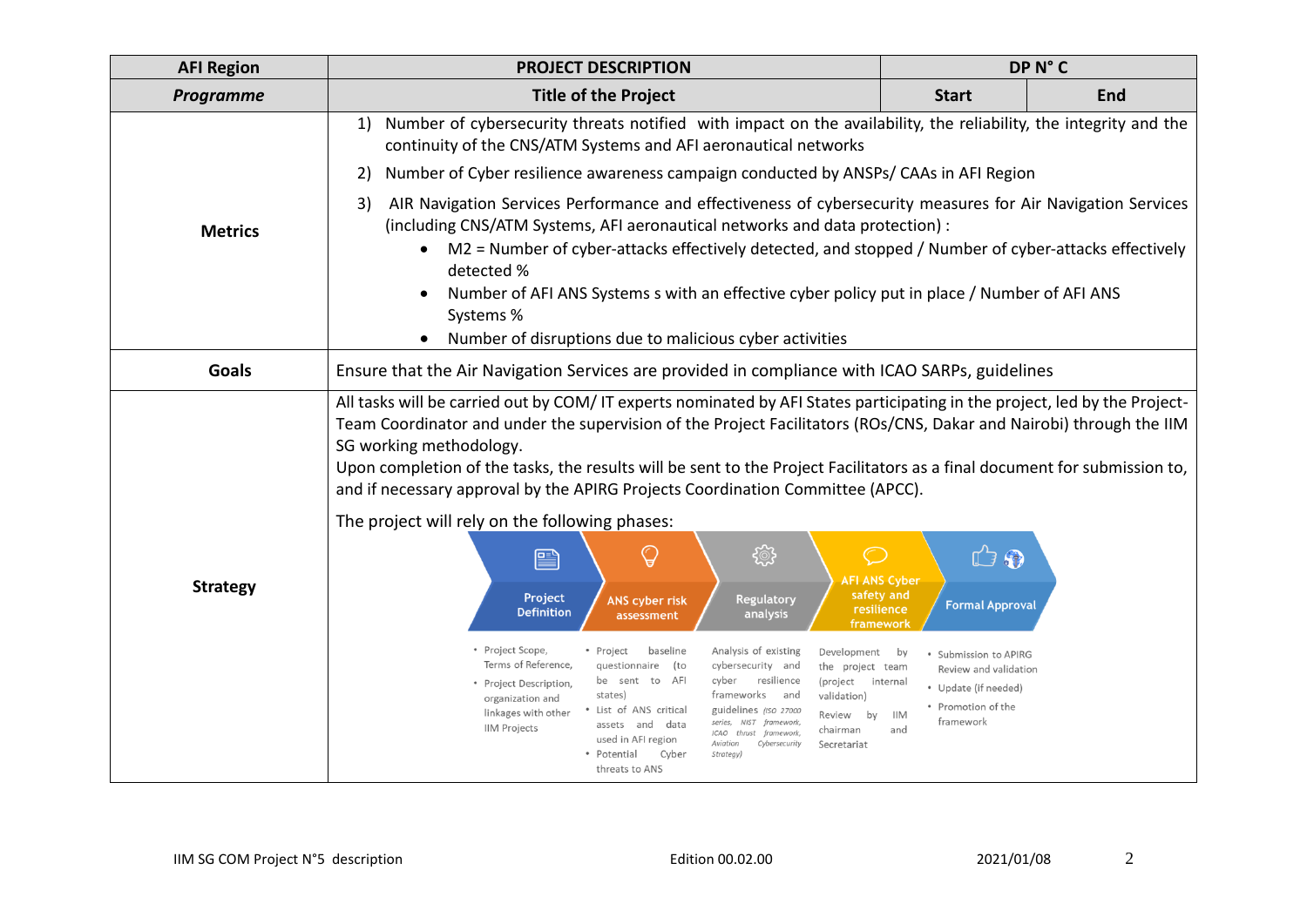| AFI Region | PROJECT DESCRIPTION | DP N° C | |
|---|---|---|---|
| ***Programme*** | **Title of the Project** | **Start** | **End** |
| **Metrics** | 1) Number of cybersecurity threats notified with impact on the availability, the reliability, the integrity and the continuity of the CNS/ATM Systems and AFI aeronautical networks<br>2) Number of Cyber resilience awareness campaign conducted by ANSPs/ CAAs in AFI Region<br>3) AIR Navigation Services Performance and effectiveness of cybersecurity measures for Air Navigation Services (including CNS/ATM Systems, AFI aeronautical networks and data protection) :<br>• M2 = Number of cyber-attacks effectively detected, and stopped / Number of cyber-attacks effectively detected %<br>• Number of AFI ANS Systems s with an effective cyber policy put in place / Number of AFI ANS Systems %<br>• Number of disruptions due to malicious cyber activities | | |
| **Goals** | Ensure that the Air Navigation Services are provided in compliance with ICAO SARPs, guidelines | | |
| **Strategy** | All tasks will be carried out by COM/ IT experts nominated by AFI States participating in the project, led by the Project-Team Coordinator and under the supervision of the Project Facilitators (ROs/CNS, Dakar and Nairobi) through the IIM SG working methodology.<br>Upon completion of the tasks, the results will be sent to the Project Facilitators as a final document for submission to, and if necessary approval by the APIRG Projects Coordination Committee (APCC).<br>The project will rely on the following phases:<br>**Project Definition**: • Project Scope, Terms of Reference, • Project Description, organization and linkages with other IIM Projects<br>**ANS cyber risk assessment**: • Project baseline questionnaire (to be sent to AFI states) • List of ANS critical assets and data used in AFI region • Potential Cyber threats to ANS<br>**Regulatory analysis**: Analysis of existing cybersecurity and cyber resilience frameworks and guidelines (ISO 27000 series, NIST framework, ICAO thrust framework, Aviation Cybersecurity Strategy)<br>**AFI ANS Cyber safety and resilience framework**: Development by the project team (project internal validation) Review by IIM chairman and Secretariat<br>**Formal Approval**: • Submission to APIRG Review and validation • Update (if needed) • Promotion of the framework | | |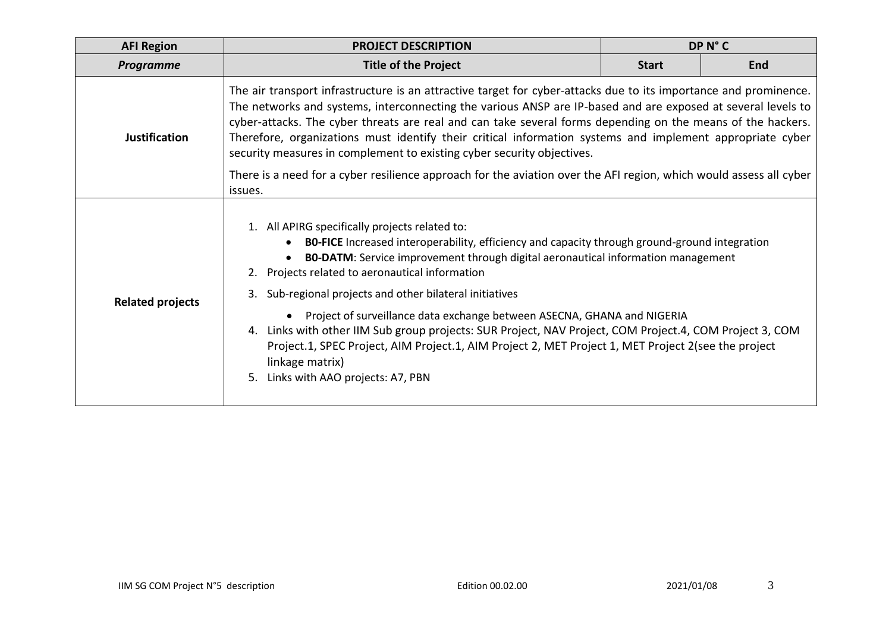| AFI Region | PROJECT DESCRIPTION | DP N° C | |
|---|---|---|---|
| ***Programme*** | **Title of the Project** | **Start** | **End** |
| **Justification** | The air transport infrastructure is an attractive target for cyber-attacks due to its importance and prominence. The networks and systems, interconnecting the various ANSP are IP-based and are exposed at several levels to cyber-attacks. The cyber threats are real and can take several forms depending on the means of the hackers. Therefore, organizations must identify their critical information systems and implement appropriate cyber security measures in complement to existing cyber security objectives.<br><br>There is a need for a cyber resilience approach for the aviation over the AFI region, which would assess all cyber issues. | | |
| **Related projects** | 1. All APIRG specifically projects related to:<br>• **B0-FICE** Increased interoperability, efficiency and capacity through ground-ground integration<br>• **B0-DATM**: Service improvement through digital aeronautical information management<br>2. Projects related to aeronautical information<br>3. Sub-regional projects and other bilateral initiatives<br>• Project of surveillance data exchange between ASECNA, GHANA and NIGERIA<br>4. Links with other IIM Sub group projects: SUR Project, NAV Project, COM Project.4, COM Project 3, COM Project.1, SPEC Project, AIM Project.1, AIM Project 2, MET Project 1, MET Project 2(see the project linkage matrix)<br>5. Links with AAO projects: A7, PBN | | |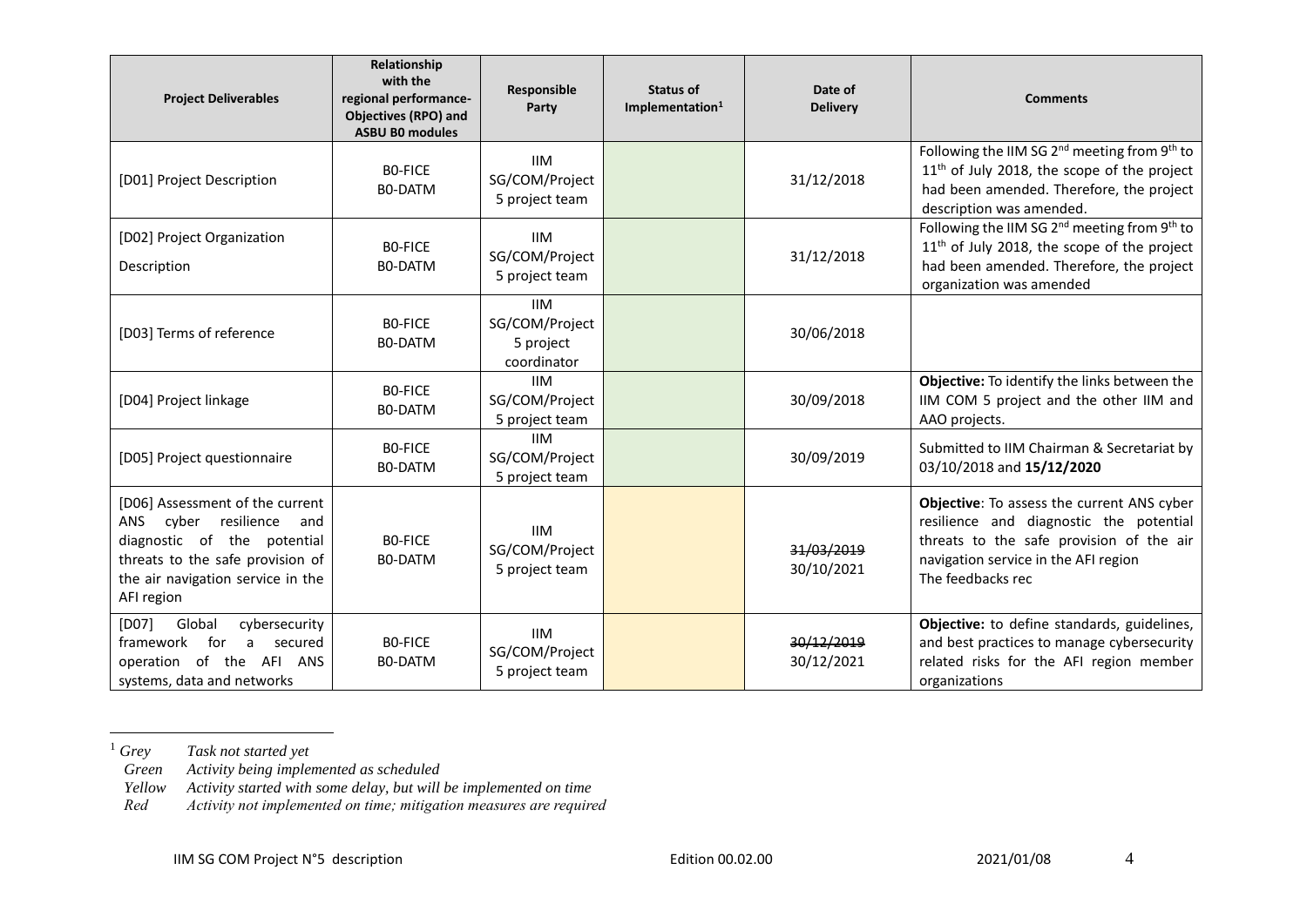| Project Deliverables | Relationship with the regional performance-Objectives (RPO) and ASBU B0 modules | Responsible Party | Status of Implementation[1] | Date of Delivery | Comments |
|---|---|---|---|---|---|
| [D01] Project Description | B0-FICE B0-DATM | IIM SG/COM/Project 5 project team | | 31/12/2018 | Following the IIM SG 2nd meeting from 9th to 11th of July 2018, the scope of the project had been amended. Therefore, the project description was amended. |
| [D02] Project Organization Description | B0-FICE B0-DATM | IIM SG/COM/Project 5 project team | | 31/12/2018 | Following the IIM SG 2nd meeting from 9th to 11th of July 2018, the scope of the project had been amended. Therefore, the project organization was amended |
| [D03] Terms of reference | B0-FICE B0-DATM | IIM SG/COM/Project 5 project coordinator | | 30/06/2018 | |
| [D04] Project linkage | B0-FICE B0-DATM | IIM SG/COM/Project 5 project team | | 30/09/2018 | **Objective:** To identify the links between the IIM COM 5 project and the other IIM and AAO projects. |
| [D05] Project questionnaire | B0-FICE B0-DATM | IIM SG/COM/Project 5 project team | | 30/09/2019 | Submitted to IIM Chairman & Secretariat by 03/10/2018 and **15/12/2020** |
| [D06] Assessment of the current ANS cyber resilience and diagnostic of the potential threats to the safe provision of the air navigation service in the AFI region | B0-FICE B0-DATM | IIM SG/COM/Project 5 project team | | ~~31/03/2019~~ 30/10/2021 | **Objective**: To assess the current ANS cyber resilience and diagnostic the potential threats to the safe provision of the air navigation service in the AFI region The feedbacks rec |
| [D07] Global cybersecurity framework for a secured operation of the AFI ANS systems, data and networks | B0-FICE B0-DATM | IIM SG/COM/Project 5 project team | | ~~30/12/2019~~ 30/12/2021 | **Objective:** to define standards, guidelines, and best practices to manage cybersecurity related risks for the AFI region member organizations |

[1] *Grey* *Task not started yet*
*Green* *Activity being implemented as scheduled*
*Yellow* *Activity started with some delay, but will be implemented on time*
*Red* *Activity not implemented on time; mitigation measures are required*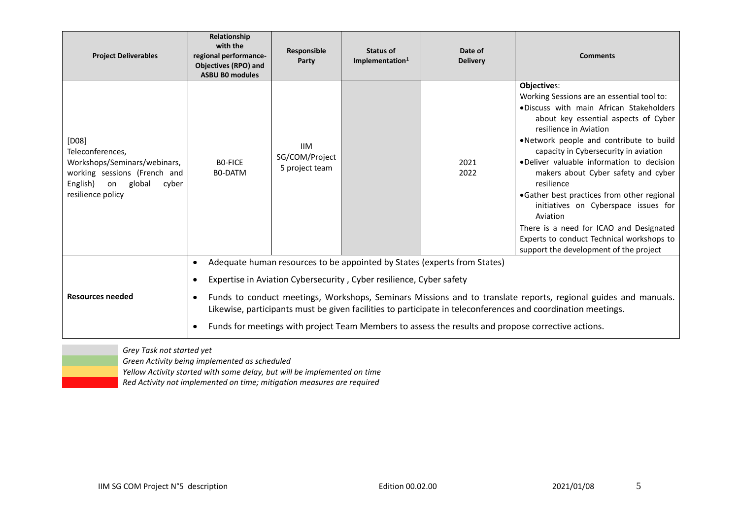| Project Deliverables | Relationship with the regional performance-Objectives (RPO) and ASBU B0 modules | Responsible Party | Status of Implementation[1] | Date of Delivery | Comments |
|---|---|---|---|---|---|
| [D08] Teleconferences, Workshops/Seminars/webinars, working sessions (French and English) on global cyber resilience policy | B0-FICE<br>B0-DATM | IIM SG/COM/Project 5 project team | | 2021<br>2022 | **Objective**s:<br>Working Sessions are an essential tool to:<br>• Discuss with main African Stakeholders about key essential aspects of Cyber resilience in Aviation<br>• Network people and contribute to build capacity in Cybersecurity in aviation<br>• Deliver valuable information to decision makers about Cyber safety and cyber resilience<br>• Gather best practices from other regional initiatives on Cyberspace issues for Aviation<br>There is a need for ICAO and Designated Experts to conduct Technical workshops to support the development of the project |
| **Resources needed** | • Adequate human resources to be appointed by States (experts from States)<br>• Expertise in Aviation Cybersecurity , Cyber resilience, Cyber safety<br>• Funds to conduct meetings, Workshops, Seminars Missions and to translate reports, regional guides and manuals. Likewise, participants must be given facilities to participate in teleconferences and coordination meetings.<br>• Funds for meetings with project Team Members to assess the results and propose corrective actions. | | | | |

*Grey Task not started yet*
*Green Activity being implemented as scheduled*
*Yellow Activity started with some delay, but will be implemented on time*
*Red Activity not implemented on time; mitigation measures are required*